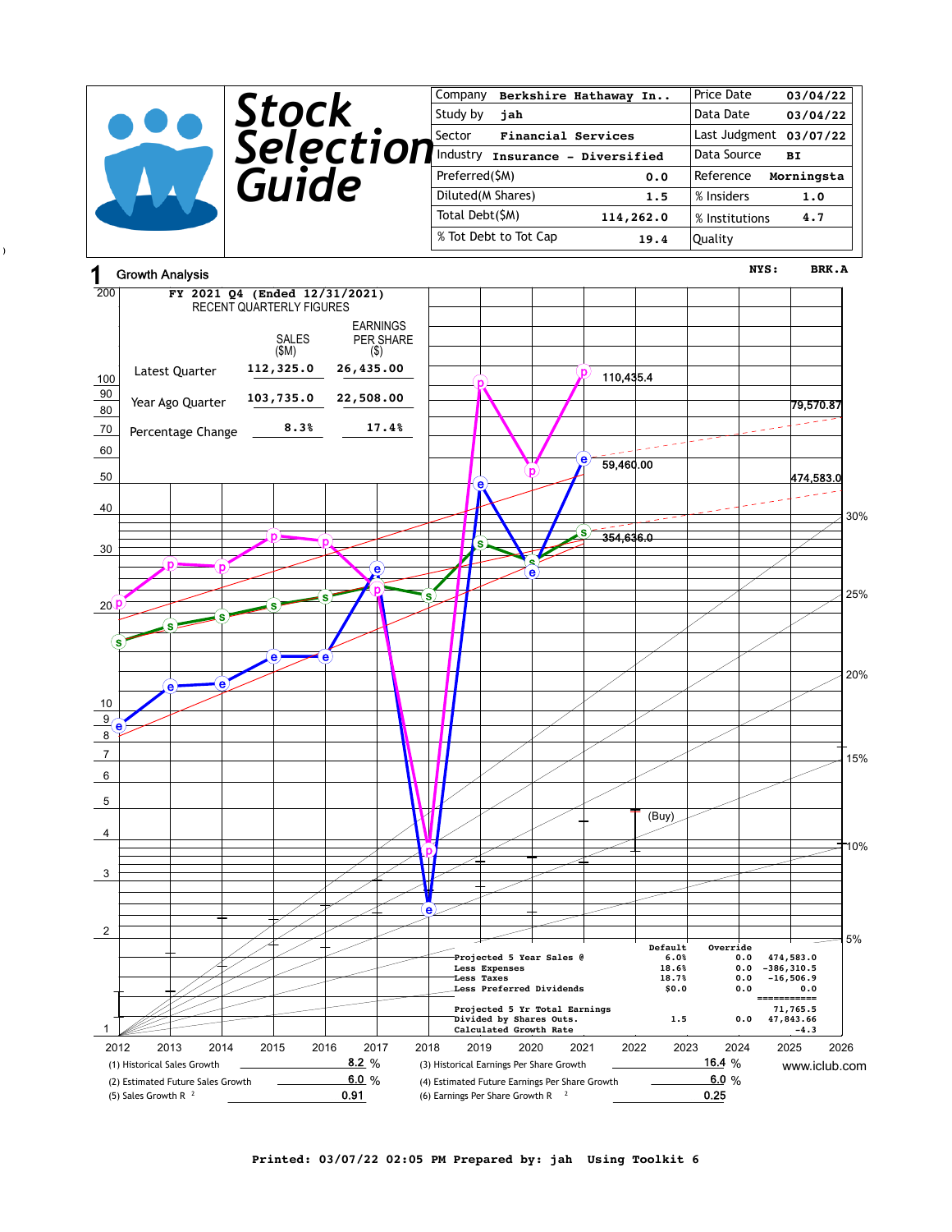# Stock Selection Guide

| Company | Berkshire Hathaway In.. | Price Date | 03/04/22 |
|---|---|---|---|
| Study by | jah | Data Date | 03/04/22 |
| Sector | Financial Services | Last Judgment | 03/07/22 |
| Industry | Insurance - Diversified | Data Source | BI |
| Preferred($M) | 0.0 | Reference | Morningsta |
| Diluted(M Shares) | 1.5 | % Insiders | 1.0 |
| Total Debt($M) | 114,262.0 | % Institutions | 4.7 |
| % Tot Debt to Tot Cap | 19.4 | Quality | |

## 1 Growth Analysis

NYS: BRK.A

FY 2021 Q4 (Ended 12/31/2021)
RECENT QUARTERLY FIGURES

| | SALES ($M) | EARNINGS PER SHARE ($) |
|---|---|---|
| Latest Quarter | 112,325.0 | 26,435.00 |
| Year Ago Quarter | 103,735.0 | 22,508.00 |
| Percentage Change | 8.3% | 17.4% |

Chart labels: 110,435.4; 79,570.87; 59,460.00; 474,583.0; 354,636.0; (Buy)

| | Default | Override | |
|---|---|---|---|
| Projected 5 Year Sales @ | 6.0% | 0.0 | 474,583.0 |
| Less Expenses | 18.6% | 0.0 | -386,310.5 |
| Less Taxes | 18.7% | 0.0 | -16,506.9 |
| Less Preferred Dividends | $0.0 | 0.0 | 0.0 |
| Projected 5 Yr Total Earnings | | | 71,765.5 |
| Divided by Shares Outs. | 1.5 | 0.0 | 47,843.66 |
| Calculated Growth Rate | | | -4.3 |

(1) Historical Sales Growth 8.2 %

(2) Estimated Future Sales Growth 6.0 %

(5) Sales Growth R [2] 0.91

(3) Historical Earnings Per Share Growth 16.4 %

(4) Estimated Future Earnings Per Share Growth 6.0 %

(6) Earnings Per Share Growth R [2] 0.25

www.iclub.com

Printed: 03/07/22 02:05 PM Prepared by: jah Using Toolkit 6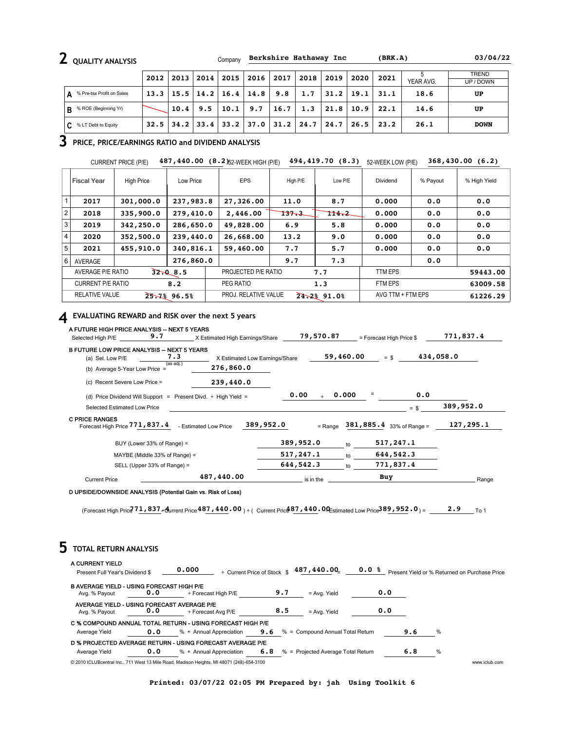## 2 QUALITY ANALYSIS

Company **Berkshire Hathaway Inc** **(BRK.A)** **03/04/22**

| | 2012 | 2013 | 2014 | 2015 | 2016 | 2017 | 2018 | 2019 | 2020 | 2021 | 5 YEAR AVG. | TREND UP / DOWN |
|---|---|---|---|---|---|---|---|---|---|---|---|---|
| A % Pre-tax Profit on Sales | 13.3 | 15.5 | 14.2 | 16.4 | 14.8 | 9.8 | 1.7 | 31.2 | 19.1 | 31.1 | 18.6 | UP |
| B % ROE (Beginning Yr) | | 10.4 | 9.5 | 10.1 | 9.7 | 16.7 | 1.3 | 21.8 | 10.9 | 22.1 | 14.6 | UP |
| C % LT Debt to Equity | 32.5 | 34.2 | 33.4 | 33.2 | 37.0 | 31.2 | 24.7 | 24.7 | 26.5 | 23.2 | 26.1 | DOWN |

## 3 PRICE, PRICE/EARNINGS RATIO and DIVIDEND ANALYSIS

CURRENT PRICE (P/E) **487,440.00 (8.2)** 52-WEEK HIGH (P/E) **494,419.70 (8.3)** 52-WEEK LOW (P/E) **368,430.00 (6.2)**

| | Fiscal Year | High Price | Low Price | EPS | High P/E | Low P/E | Dividend | % Payout | % High Yield |
|---|---|---|---|---|---|---|---|---|---|
| 1 | 2017 | 301,000.0 | 237,983.8 | 27,326.00 | 11.0 | 8.7 | 0.000 | 0.0 | 0.0 |
| 2 | 2018 | 335,900.0 | 279,410.0 | 2,446.00 | ~~137.3~~ | ~~114.2~~ | 0.000 | 0.0 | 0.0 |
| 3 | 2019 | 342,250.0 | 286,650.0 | 49,828.00 | 6.9 | 5.8 | 0.000 | 0.0 | 0.0 |
| 4 | 2020 | 352,500.0 | 239,440.0 | 26,668.00 | 13.2 | 9.0 | 0.000 | 0.0 | 0.0 |
| 5 | 2021 | 455,910.0 | 340,816.1 | 59,460.00 | 7.7 | 5.7 | 0.000 | 0.0 | 0.0 |
| 6 | AVERAGE | | 276,860.0 | | 9.7 | 7.3 | | 0.0 | |

| | | | | | |
|---|---|---|---|---|---|
| AVERAGE P/E RATIO | ~~32.0~~ 8.5 | PROJECTED P/E RATIO | 7.7 | TTM EPS | 59443.00 |
| CURRENT P/E RATIO | 8.2 | PEG RATIO | 1.3 | FTM EPS | 63009.58 |
| RELATIVE VALUE | ~~25.7%~~ 96.5% | PROJ. RELATIVE VALUE | ~~24.2%~~ 91.0% | AVG TTM + FTM EPS | 61226.29 |

## 4 EVALUATING REWARD and RISK over the next 5 years

**A FUTURE HIGH PRICE ANALYSIS -- NEXT 5 YEARS**

Selected High P/E 9.7 X Estimated High Earnings/Share 79,570.87 = Forecast High Price $ 771,837.4

**B FUTURE LOW PRICE ANALYSIS -- NEXT 5 YEARS**

(a) Sel. Low P/E 7.3 (as adj.) X Estimated Low Earnings/Share 59,460.00 = $ 434,058.0

(b) Average 5-Year Low Price = 276,860.0

(c) Recent Severe Low Price = 239,440.0

(d) Price Dividend Will Support = Present Divd. ÷ High Yield = 0.00 ÷ 0.000 = 0.0

Selected Estimated Low Price = $ 389,952.0

**C PRICE RANGES**

Forecast High Price 771,837.4 - Estimated Low Price 389,952.0 = Range 381,885.4 33% of Range = 127,295.1

BUY (Lower 33% of Range) = 389,952.0 to 517,247.1

MAYBE (Middle 33% of Range) = 517,247.1 to 644,542.3

SELL (Upper 33% of Range) = 644,542.3 to 771,837.4

Current Price 487,440.00 is in the Buy Range

**D UPSIDE/DOWNSIDE ANALYSIS (Potential Gain vs. Risk of Loss)**

(Forecast High Price 771,837.4 - Current Price 487,440.00 ) ÷ ( Current Price 487,440.00 - Estimated Low Price 389,952.0 ) = 2.9 To 1

## 5 TOTAL RETURN ANALYSIS

**A CURRENT YIELD**

Present Full Year's Dividend $ 0.000 ÷ Current Price of Stock $ 487,440.00 = 0.0 % Present Yield or % Returned on Purchase Price

**B AVERAGE YIELD - USING FORECAST HIGH P/E**

Avg. % Payout 0.0 ÷ Forecast High P/E 9.7 = Avg. Yield 0.0

**AVERAGE YIELD - USING FORECAST AVERAGE P/E**

Avg. % Payout 0.0 ÷ Forecast Avg P/E 8.5 = Avg. Yield 0.0

**C % COMPOUND ANNUAL TOTAL RETURN - USING FORECAST HIGH P/E**

Average Yield 0.0 % + Annual Appreciation 9.6 % = Compound Annual Total Return 9.6 %

**D % PROJECTED AVERAGE RETURN - USING FORECAST AVERAGE P/E**

Average Yield 0.0 % + Annual Appreciation 6.8 % = Projected Average Total Return 6.8 %

© 2010 ICLUBcentral Inc., 711 West 13 Mile Road, Madison Heights, MI 48071 (248)-654-3100 www.iclub.com

**Printed: 03/07/22 02:05 PM Prepared by: jah Using Toolkit 6**